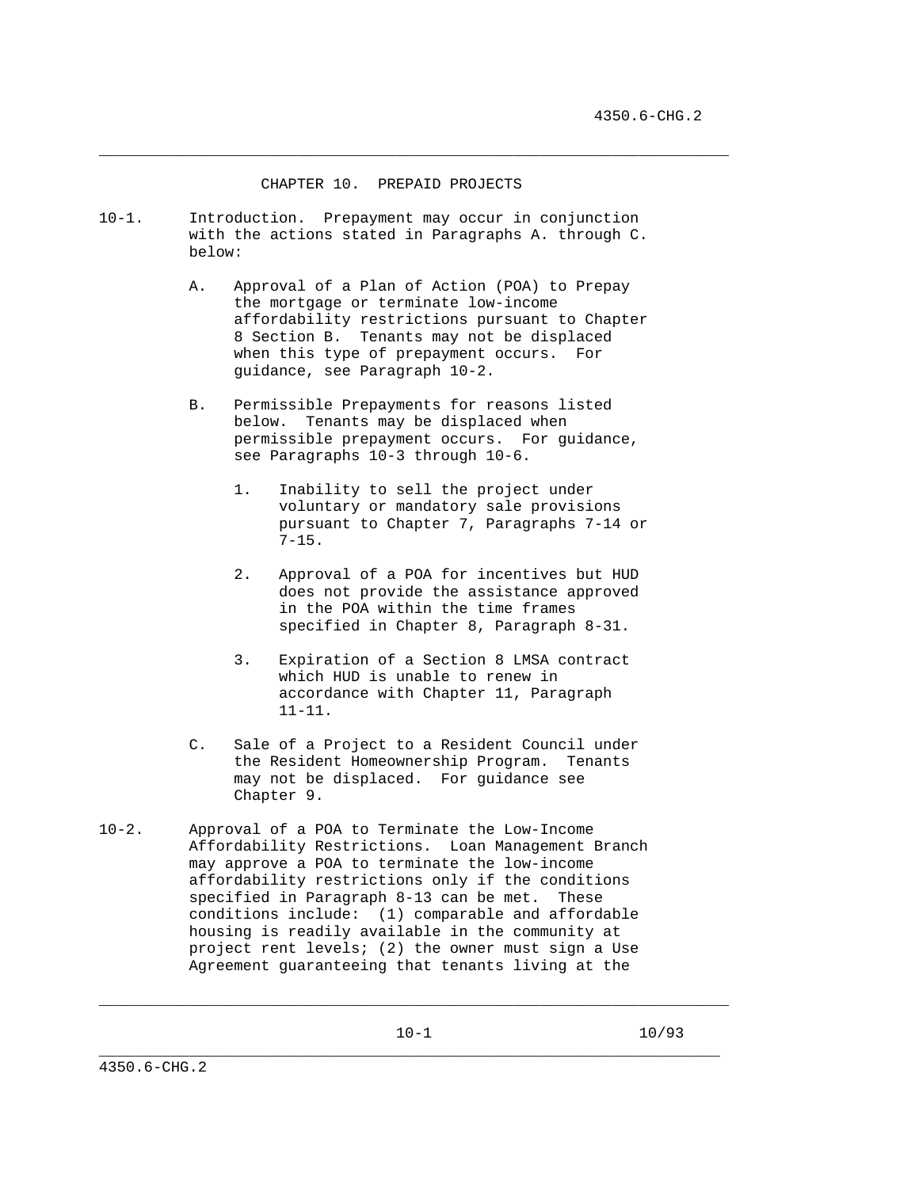# CHAPTER 10. PREPAID PROJECTS

10-1. Introduction. Prepayment may occur in conjunction with the actions stated in Paragraphs A. through C. below:

A. Approval of a Plan of Action (POA) to Prepay the mortgage or terminate low-income affordability restrictions pursuant to Chapter 8 Section B. Tenants may not be displaced when this type of prepayment occurs. For guidance, see Paragraph 10-2.

B. Permissible Prepayments for reasons listed below. Tenants may be displaced when permissible prepayment occurs. For guidance, see Paragraphs 10-3 through 10-6.

1. Inability to sell the project under voluntary or mandatory sale provisions pursuant to Chapter 7, Paragraphs 7-14 or 7-15.

2. Approval of a POA for incentives but HUD does not provide the assistance approved in the POA within the time frames specified in Chapter 8, Paragraph 8-31.

3. Expiration of a Section 8 LMSA contract which HUD is unable to renew in accordance with Chapter 11, Paragraph 11-11.

C. Sale of a Project to a Resident Council under the Resident Homeownership Program. Tenants may not be displaced. For guidance see Chapter 9.

10-2. Approval of a POA to Terminate the Low-Income Affordability Restrictions. Loan Management Branch may approve a POA to terminate the low-income affordability restrictions only if the conditions specified in Paragraph 8-13 can be met. These conditions include: (1) comparable and affordable housing is readily available in the community at project rent levels; (2) the owner must sign a Use Agreement guaranteeing that tenants living at the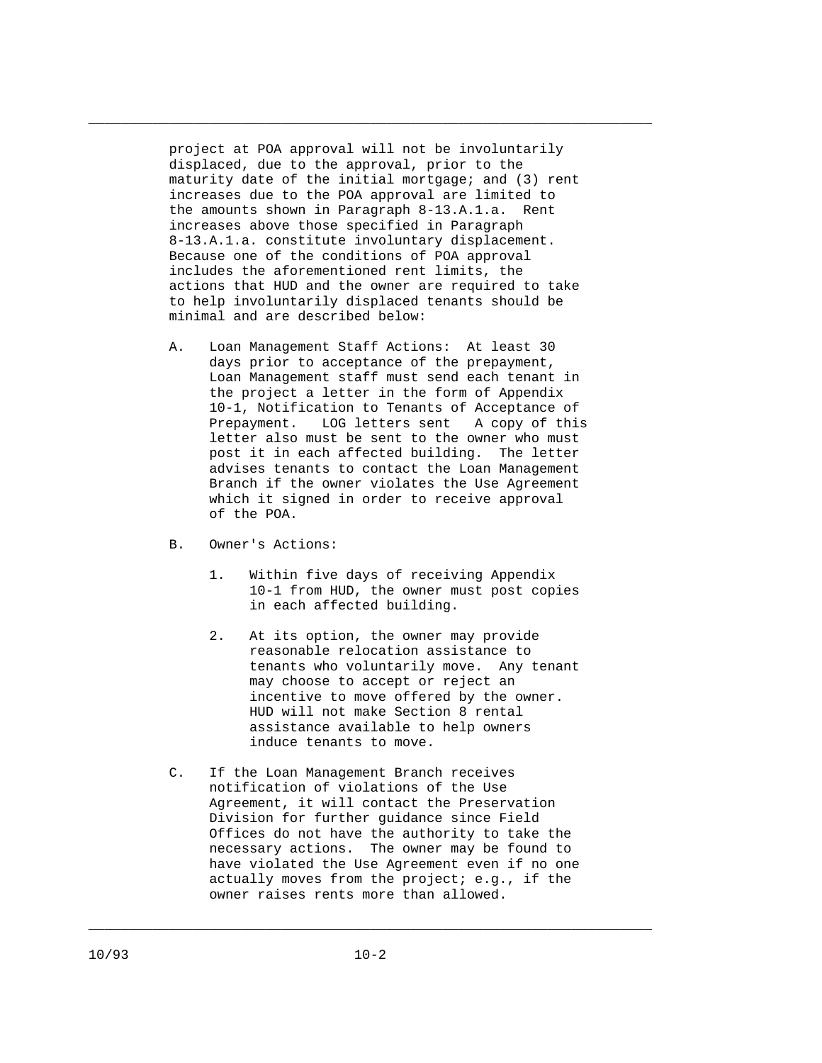project at POA approval will not be involuntarily displaced, due to the approval, prior to the maturity date of the initial mortgage; and (3) rent increases due to the POA approval are limited to the amounts shown in Paragraph 8-13.A.1.a. Rent increases above those specified in Paragraph 8-13.A.1.a. constitute involuntary displacement. Because one of the conditions of POA approval includes the aforementioned rent limits, the actions that HUD and the owner are required to take to help involuntarily displaced tenants should be minimal and are described below:

A. Loan Management Staff Actions: At least 30 days prior to acceptance of the prepayment, Loan Management staff must send each tenant in the project a letter in the form of Appendix 10-1, Notification to Tenants of Acceptance of Prepayment. LOG letters sent A copy of this letter also must be sent to the owner who must post it in each affected building. The letter advises tenants to contact the Loan Management Branch if the owner violates the Use Agreement which it signed in order to receive approval of the POA.

B. Owner's Actions:

   1. Within five days of receiving Appendix 10-1 from HUD, the owner must post copies in each affected building.

   2. At its option, the owner may provide reasonable relocation assistance to tenants who voluntarily move. Any tenant may choose to accept or reject an incentive to move offered by the owner. HUD will not make Section 8 rental assistance available to help owners induce tenants to move.

C. If the Loan Management Branch receives notification of violations of the Use Agreement, it will contact the Preservation Division for further guidance since Field Offices do not have the authority to take the necessary actions. The owner may be found to have violated the Use Agreement even if no one actually moves from the project; e.g., if the owner raises rents more than allowed.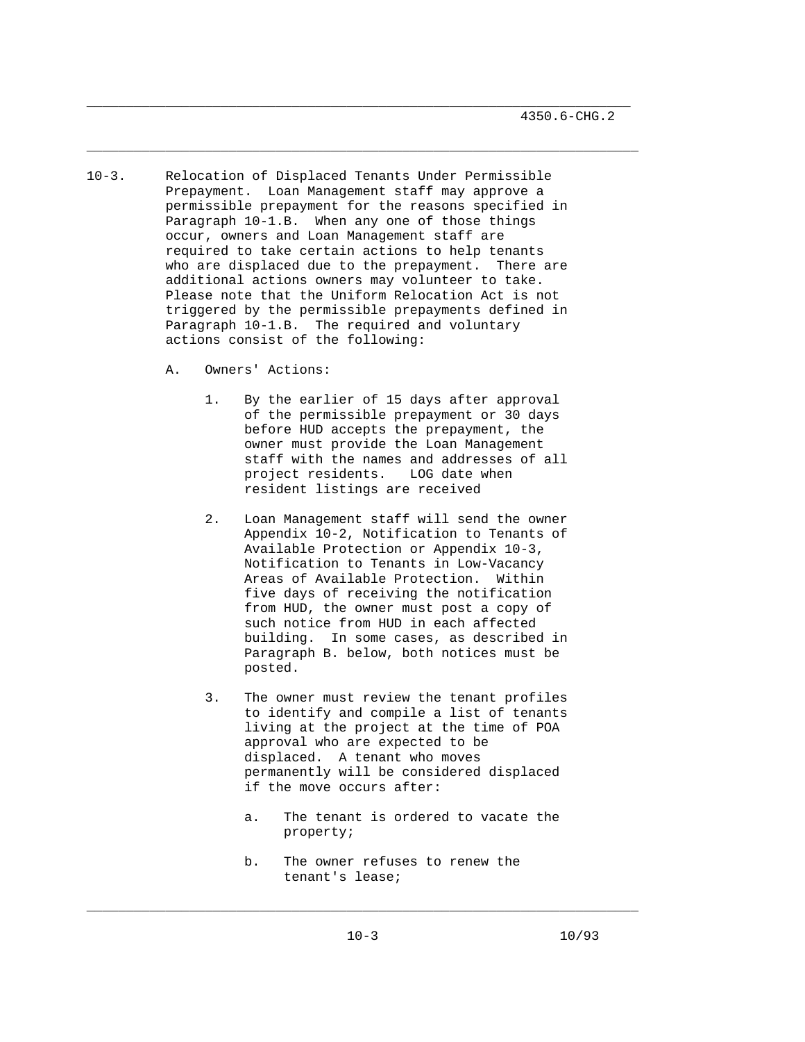10-3. Relocation of Displaced Tenants Under Permissible Prepayment. Loan Management staff may approve a permissible prepayment for the reasons specified in Paragraph 10-1.B. When any one of those things occur, owners and Loan Management staff are required to take certain actions to help tenants who are displaced due to the prepayment. There are additional actions owners may volunteer to take. Please note that the Uniform Relocation Act is not triggered by the permissible prepayments defined in Paragraph 10-1.B. The required and voluntary actions consist of the following:

A. Owners' Actions:

1. By the earlier of 15 days after approval of the permissible prepayment or 30 days before HUD accepts the prepayment, the owner must provide the Loan Management staff with the names and addresses of all project residents. LOG date when resident listings are received

2. Loan Management staff will send the owner Appendix 10-2, Notification to Tenants of Available Protection or Appendix 10-3, Notification to Tenants in Low-Vacancy Areas of Available Protection. Within five days of receiving the notification from HUD, the owner must post a copy of such notice from HUD in each affected building. In some cases, as described in Paragraph B. below, both notices must be posted.

3. The owner must review the tenant profiles to identify and compile a list of tenants living at the project at the time of POA approval who are expected to be displaced. A tenant who moves permanently will be considered displaced if the move occurs after:

   a. The tenant is ordered to vacate the property;

   b. The owner refuses to renew the tenant's lease;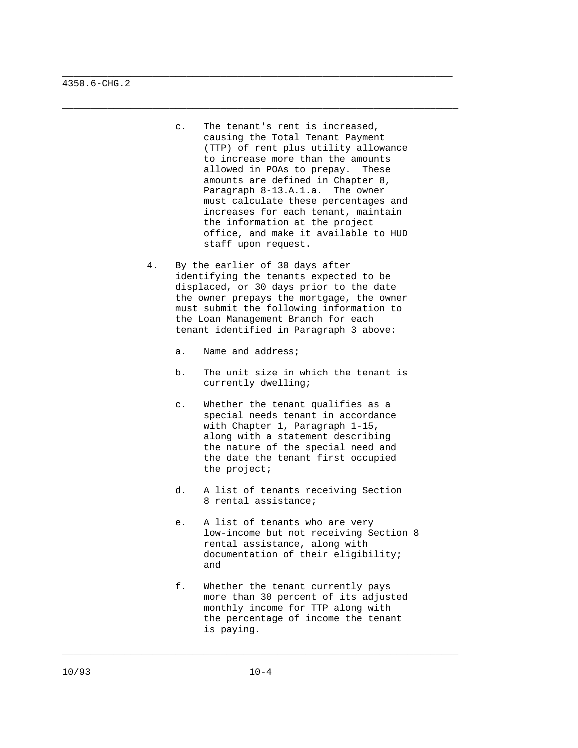c. The tenant's rent is increased, causing the Total Tenant Payment (TTP) of rent plus utility allowance to increase more than the amounts allowed in POAs to prepay. These amounts are defined in Chapter 8, Paragraph 8-13.A.1.a. The owner must calculate these percentages and increases for each tenant, maintain the information at the project office, and make it available to HUD staff upon request.

4. By the earlier of 30 days after identifying the tenants expected to be displaced, or 30 days prior to the date the owner prepays the mortgage, the owner must submit the following information to the Loan Management Branch for each tenant identified in Paragraph 3 above:

   a. Name and address;

   b. The unit size in which the tenant is currently dwelling;

   c. Whether the tenant qualifies as a special needs tenant in accordance with Chapter 1, Paragraph 1-15, along with a statement describing the nature of the special need and the date the tenant first occupied the project;

   d. A list of tenants receiving Section 8 rental assistance;

   e. A list of tenants who are very low-income but not receiving Section 8 rental assistance, along with documentation of their eligibility; and

   f. Whether the tenant currently pays more than 30 percent of its adjusted monthly income for TTP along with the percentage of income the tenant is paying.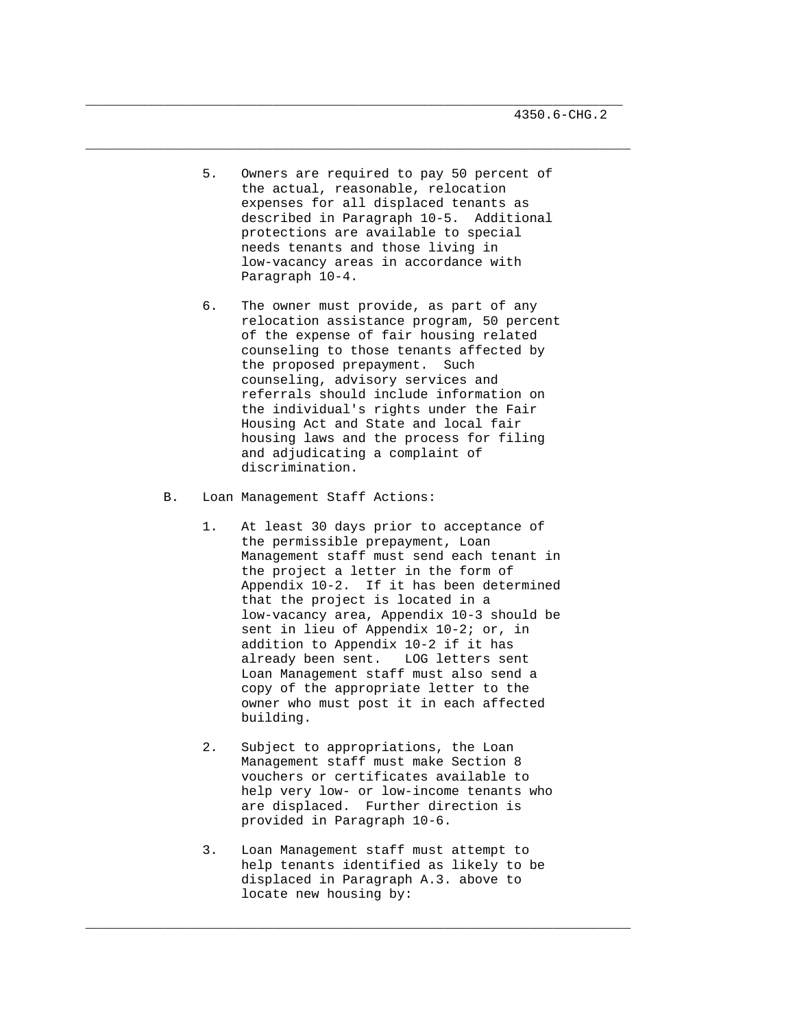5. Owners are required to pay 50 percent of the actual, reasonable, relocation expenses for all displaced tenants as described in Paragraph 10-5. Additional protections are available to special needs tenants and those living in low-vacancy areas in accordance with Paragraph 10-4.

6. The owner must provide, as part of any relocation assistance program, 50 percent of the expense of fair housing related counseling to those tenants affected by the proposed prepayment. Such counseling, advisory services and referrals should include information on the individual's rights under the Fair Housing Act and State and local fair housing laws and the process for filing and adjudicating a complaint of discrimination.

B. Loan Management Staff Actions:

1. At least 30 days prior to acceptance of the permissible prepayment, Loan Management staff must send each tenant in the project a letter in the form of Appendix 10-2. If it has been determined that the project is located in a low-vacancy area, Appendix 10-3 should be sent in lieu of Appendix 10-2; or, in addition to Appendix 10-2 if it has already been sent. LOG letters sent Loan Management staff must also send a copy of the appropriate letter to the owner who must post it in each affected building.

2. Subject to appropriations, the Loan Management staff must make Section 8 vouchers or certificates available to help very low- or low-income tenants who are displaced. Further direction is provided in Paragraph 10-6.

3. Loan Management staff must attempt to help tenants identified as likely to be displaced in Paragraph A.3. above to locate new housing by: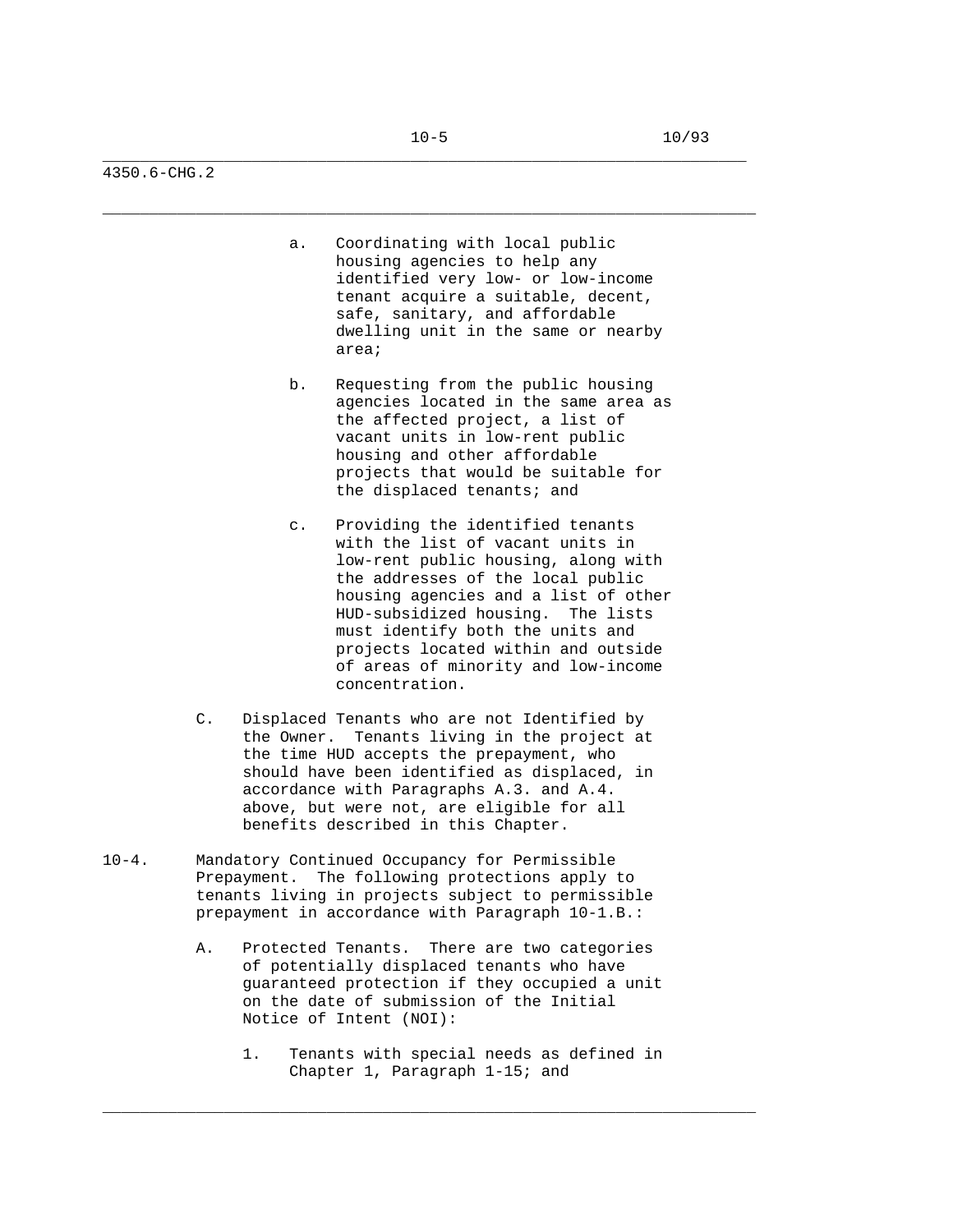a. Coordinating with local public housing agencies to help any identified very low- or low-income tenant acquire a suitable, decent, safe, sanitary, and affordable dwelling unit in the same or nearby area;

b. Requesting from the public housing agencies located in the same area as the affected project, a list of vacant units in low-rent public housing and other affordable projects that would be suitable for the displaced tenants; and

c. Providing the identified tenants with the list of vacant units in low-rent public housing, along with the addresses of the local public housing agencies and a list of other HUD-subsidized housing. The lists must identify both the units and projects located within and outside of areas of minority and low-income concentration.

C. Displaced Tenants who are not Identified by the Owner. Tenants living in the project at the time HUD accepts the prepayment, who should have been identified as displaced, in accordance with Paragraphs A.3. and A.4. above, but were not, are eligible for all benefits described in this Chapter.

10-4. Mandatory Continued Occupancy for Permissible Prepayment. The following protections apply to tenants living in projects subject to permissible prepayment in accordance with Paragraph 10-1.B.:

A. Protected Tenants. There are two categories of potentially displaced tenants who have guaranteed protection if they occupied a unit on the date of submission of the Initial Notice of Intent (NOI):

1. Tenants with special needs as defined in Chapter 1, Paragraph 1-15; and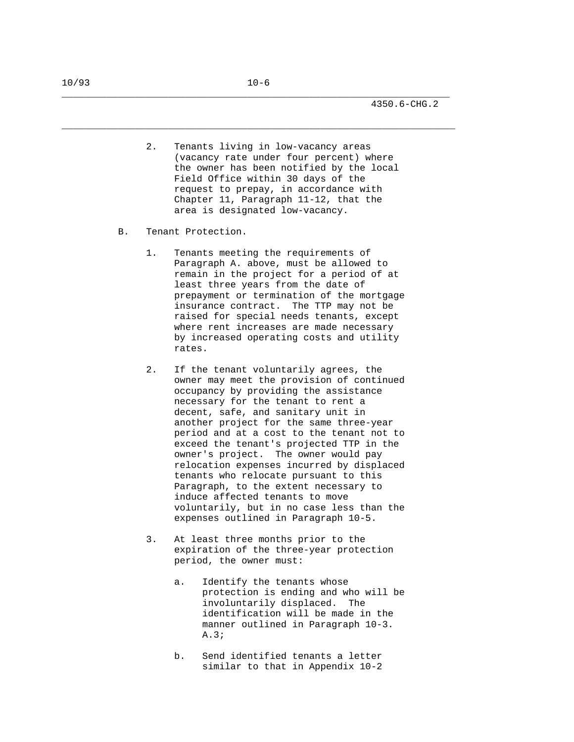2. Tenants living in low-vacancy areas (vacancy rate under four percent) where the owner has been notified by the local Field Office within 30 days of the request to prepay, in accordance with Chapter 11, Paragraph 11-12, that the area is designated low-vacancy.

B. Tenant Protection.

1. Tenants meeting the requirements of Paragraph A. above, must be allowed to remain in the project for a period of at least three years from the date of prepayment or termination of the mortgage insurance contract. The TTP may not be raised for special needs tenants, except where rent increases are made necessary by increased operating costs and utility rates.

2. If the tenant voluntarily agrees, the owner may meet the provision of continued occupancy by providing the assistance necessary for the tenant to rent a decent, safe, and sanitary unit in another project for the same three-year period and at a cost to the tenant not to exceed the tenant's projected TTP in the owner's project. The owner would pay relocation expenses incurred by displaced tenants who relocate pursuant to this Paragraph, to the extent necessary to induce affected tenants to move voluntarily, but in no case less than the expenses outlined in Paragraph 10-5.

3. At least three months prior to the expiration of the three-year protection period, the owner must:

   a. Identify the tenants whose protection is ending and who will be involuntarily displaced. The identification will be made in the manner outlined in Paragraph 10-3. A.3;

   b. Send identified tenants a letter similar to that in Appendix 10-2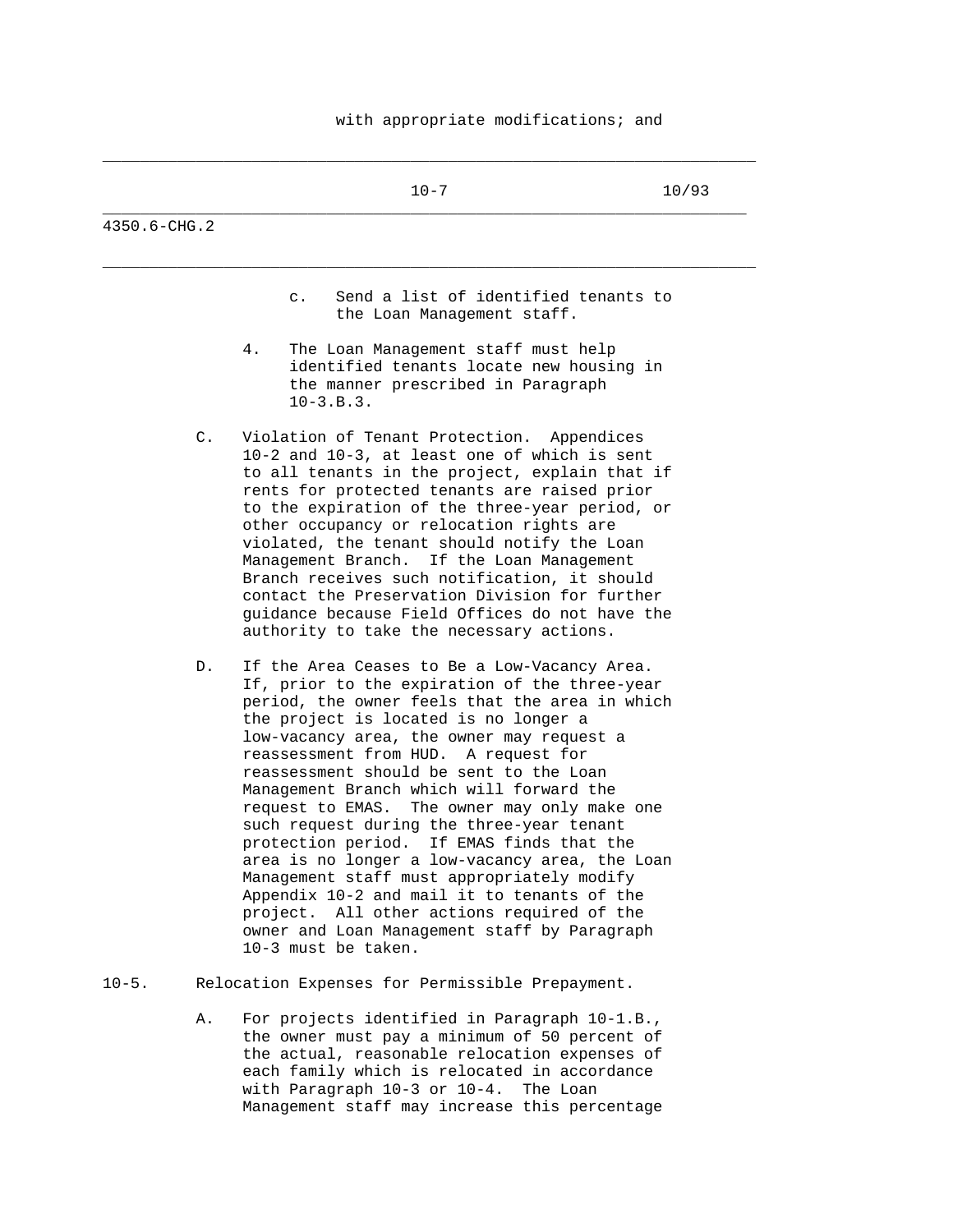with appropriate modifications; and

c. Send a list of identified tenants to the Loan Management staff.

4. The Loan Management staff must help identified tenants locate new housing in the manner prescribed in Paragraph 10-3.B.3.

C. Violation of Tenant Protection. Appendices 10-2 and 10-3, at least one of which is sent to all tenants in the project, explain that if rents for protected tenants are raised prior to the expiration of the three-year period, or other occupancy or relocation rights are violated, the tenant should notify the Loan Management Branch. If the Loan Management Branch receives such notification, it should contact the Preservation Division for further guidance because Field Offices do not have the authority to take the necessary actions.

D. If the Area Ceases to Be a Low-Vacancy Area. If, prior to the expiration of the three-year period, the owner feels that the area in which the project is located is no longer a low-vacancy area, the owner may request a reassessment from HUD. A request for reassessment should be sent to the Loan Management Branch which will forward the request to EMAS. The owner may only make one such request during the three-year tenant protection period. If EMAS finds that the area is no longer a low-vacancy area, the Loan Management staff must appropriately modify Appendix 10-2 and mail it to tenants of the project. All other actions required of the owner and Loan Management staff by Paragraph 10-3 must be taken.

10-5. Relocation Expenses for Permissible Prepayment.

A. For projects identified in Paragraph 10-1.B., the owner must pay a minimum of 50 percent of the actual, reasonable relocation expenses of each family which is relocated in accordance with Paragraph 10-3 or 10-4. The Loan Management staff may increase this percentage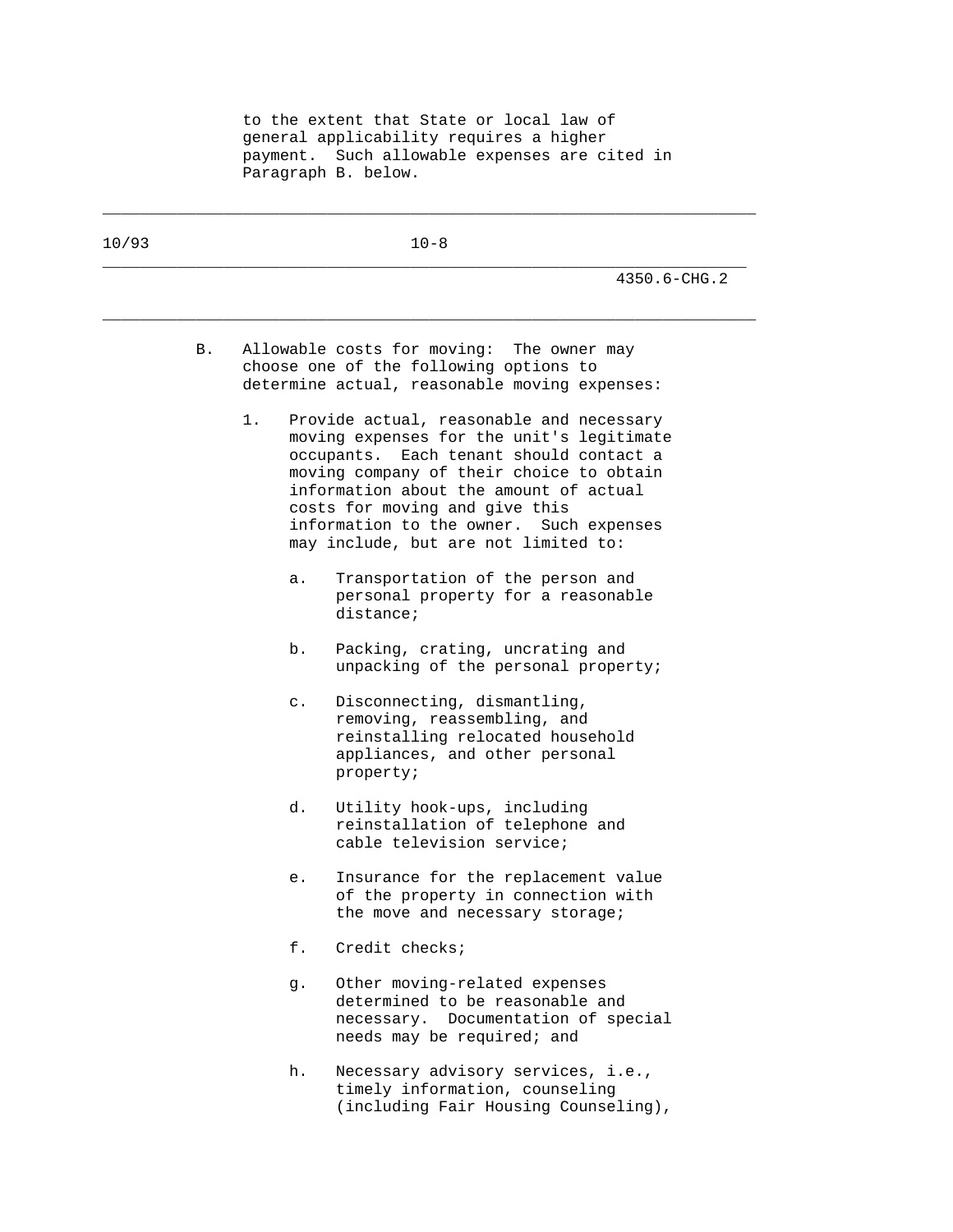to the extent that State or local law of general applicability requires a higher payment. Such allowable expenses are cited in Paragraph B. below.

B. Allowable costs for moving: The owner may choose one of the following options to determine actual, reasonable moving expenses:

1. Provide actual, reasonable and necessary moving expenses for the unit's legitimate occupants. Each tenant should contact a moving company of their choice to obtain information about the amount of actual costs for moving and give this information to the owner. Such expenses may include, but are not limited to:

   a. Transportation of the person and personal property for a reasonable distance;

   b. Packing, crating, uncrating and unpacking of the personal property;

   c. Disconnecting, dismantling, removing, reassembling, and reinstalling relocated household appliances, and other personal property;

   d. Utility hook-ups, including reinstallation of telephone and cable television service;

   e. Insurance for the replacement value of the property in connection with the move and necessary storage;

   f. Credit checks;

   g. Other moving-related expenses determined to be reasonable and necessary. Documentation of special needs may be required; and

   h. Necessary advisory services, i.e., timely information, counseling (including Fair Housing Counseling),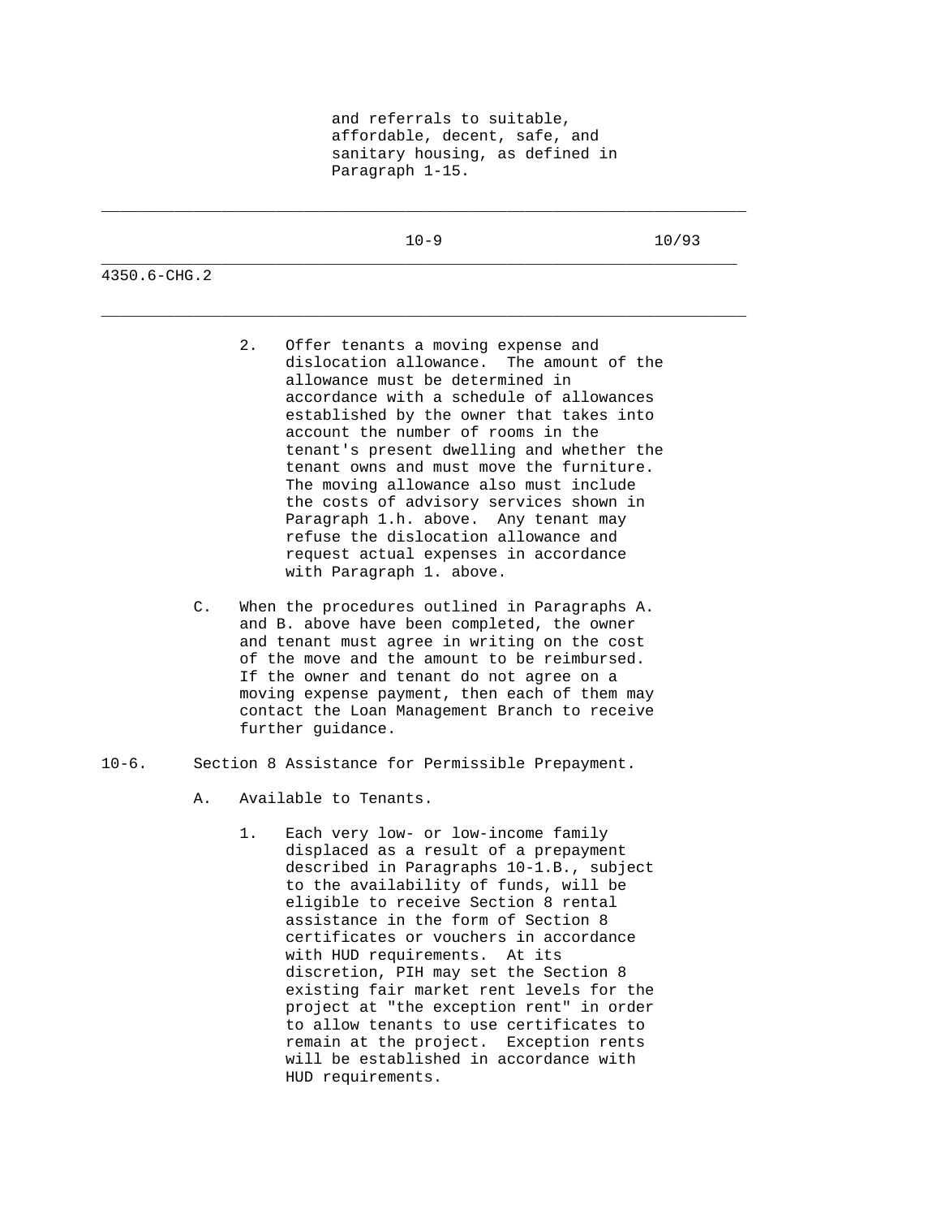and referrals to suitable, affordable, decent, safe, and sanitary housing, as defined in Paragraph 1-15.

2. Offer tenants a moving expense and dislocation allowance. The amount of the allowance must be determined in accordance with a schedule of allowances established by the owner that takes into account the number of rooms in the tenant's present dwelling and whether the tenant owns and must move the furniture. The moving allowance also must include the costs of advisory services shown in Paragraph 1.h. above. Any tenant may refuse the dislocation allowance and request actual expenses in accordance with Paragraph 1. above.

C. When the procedures outlined in Paragraphs A. and B. above have been completed, the owner and tenant must agree in writing on the cost of the move and the amount to be reimbursed. If the owner and tenant do not agree on a moving expense payment, then each of them may contact the Loan Management Branch to receive further guidance.

10-6. Section 8 Assistance for Permissible Prepayment.

A. Available to Tenants.

1. Each very low- or low-income family displaced as a result of a prepayment described in Paragraphs 10-1.B., subject to the availability of funds, will be eligible to receive Section 8 rental assistance in the form of Section 8 certificates or vouchers in accordance with HUD requirements. At its discretion, PIH may set the Section 8 existing fair market rent levels for the project at "the exception rent" in order to allow tenants to use certificates to remain at the project. Exception rents will be established in accordance with HUD requirements.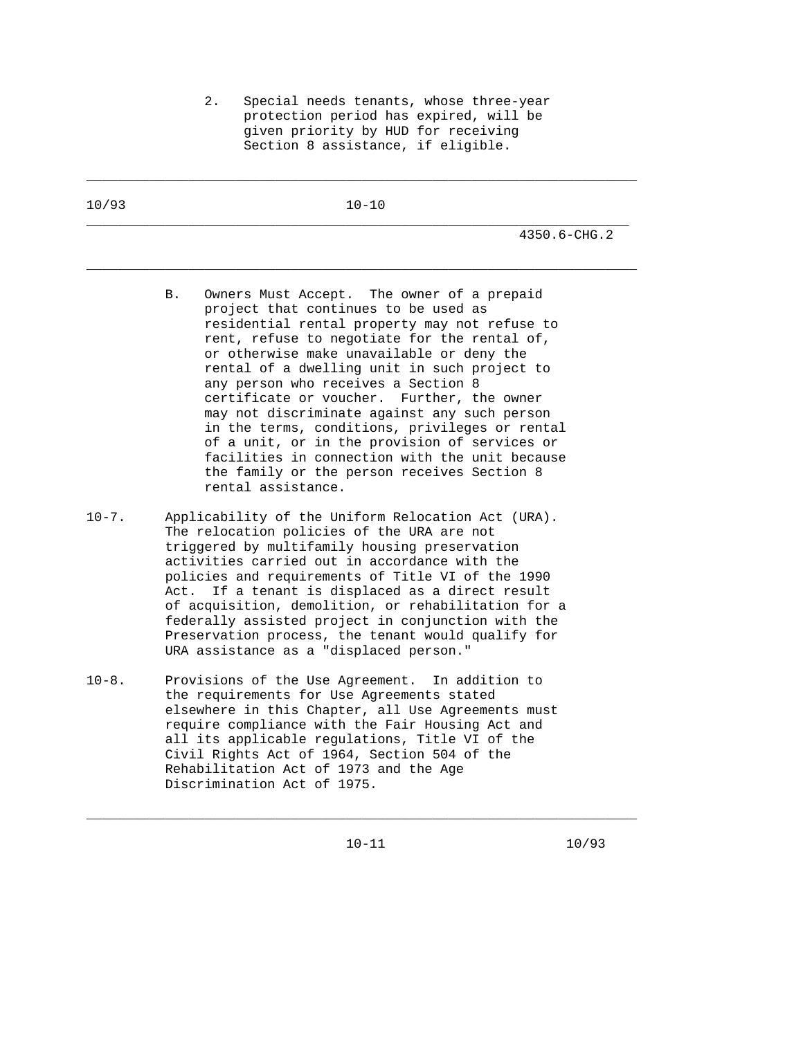2. Special needs tenants, whose three-year protection period has expired, will be given priority by HUD for receiving Section 8 assistance, if eligible.

B. Owners Must Accept. The owner of a prepaid project that continues to be used as residential rental property may not refuse to rent, refuse to negotiate for the rental of, or otherwise make unavailable or deny the rental of a dwelling unit in such project to any person who receives a Section 8 certificate or voucher. Further, the owner may not discriminate against any such person in the terms, conditions, privileges or rental of a unit, or in the provision of services or facilities in connection with the unit because the family or the person receives Section 8 rental assistance.

10-7. Applicability of the Uniform Relocation Act (URA). The relocation policies of the URA are not triggered by multifamily housing preservation activities carried out in accordance with the policies and requirements of Title VI of the 1990 Act. If a tenant is displaced as a direct result of acquisition, demolition, or rehabilitation for a federally assisted project in conjunction with the Preservation process, the tenant would qualify for URA assistance as a "displaced person."

10-8. Provisions of the Use Agreement. In addition to the requirements for Use Agreements stated elsewhere in this Chapter, all Use Agreements must require compliance with the Fair Housing Act and all its applicable regulations, Title VI of the Civil Rights Act of 1964, Section 504 of the Rehabilitation Act of 1973 and the Age Discrimination Act of 1975.